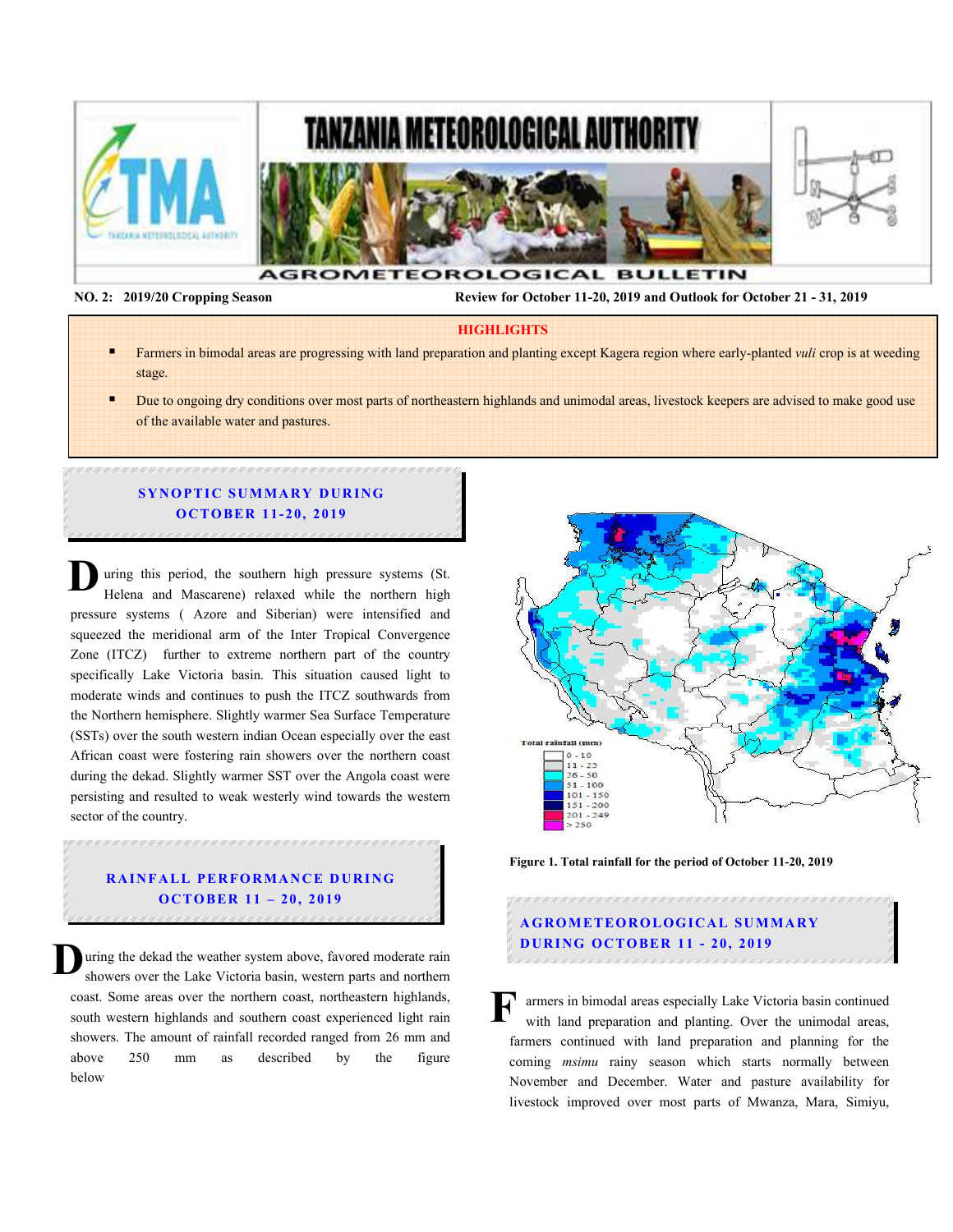# TANZANIA METEOROLOGICAL AUTHORITY

## AGROMETEOROLOGICAL BULLETIN

**NO. 2: 2019/20 Cropping Season** — **Review for October 11-20, 2019 and Outlook for October 21 - 31, 2019**

**HIGHLIGHTS**

- Farmers in bimodal areas are progressing with land preparation and planting except Kagera region where early-planted *vuli* crop is at weeding stage.
- Due to ongoing dry conditions over most parts of northeastern highlands and unimodal areas, livestock keepers are advised to make good use of the available water and pastures.

## SYNOPTIC SUMMARY DURING OCTOBER 11-20, 2019

During this period, the southern high pressure systems (St. Helena and Mascarene) relaxed while the northern high pressure systems ( Azore and Siberian) were intensified and squeezed the meridional arm of the Inter Tropical Convergence Zone (ITCZ) further to extreme northern part of the country specifically Lake Victoria basin. This situation caused light to moderate winds and continues to push the ITCZ southwards from the Northern hemisphere. Slightly warmer Sea Surface Temperature (SSTs) over the south western indian Ocean especially over the east African coast were fostering rain showers over the northern coast during the dekad. Slightly warmer SST over the Angola coast were persisting and resulted to weak westerly wind towards the western sector of the country.

## RAINFALL PERFORMANCE DURING OCTOBER 11 – 20, 2019

During the dekad the weather system above, favored moderate rain showers over the Lake Victoria basin, western parts and northern coast. Some areas over the northern coast, northeastern highlands, south western highlands and southern coast experienced light rain showers. The amount of rainfall recorded ranged from 26 mm and above 250 mm as described by the figure below

Total rainfall (mm): 0 - 10; 11 - 25; 26 - 50; 51 - 100; 101 - 150; 151 - 200; 201 - 249; > 250

**Figure 1. Total rainfall for the period of October 11-20, 2019**

## AGROMETEOROLOGICAL SUMMARY DURING OCTOBER 11 - 20, 2019

Farmers in bimodal areas especially Lake Victoria basin continued with land preparation and planting. Over the unimodal areas, farmers continued with land preparation and planning for the coming *msimu* rainy season which starts normally between November and December. Water and pasture availability for livestock improved over most parts of Mwanza, Mara, Simiyu,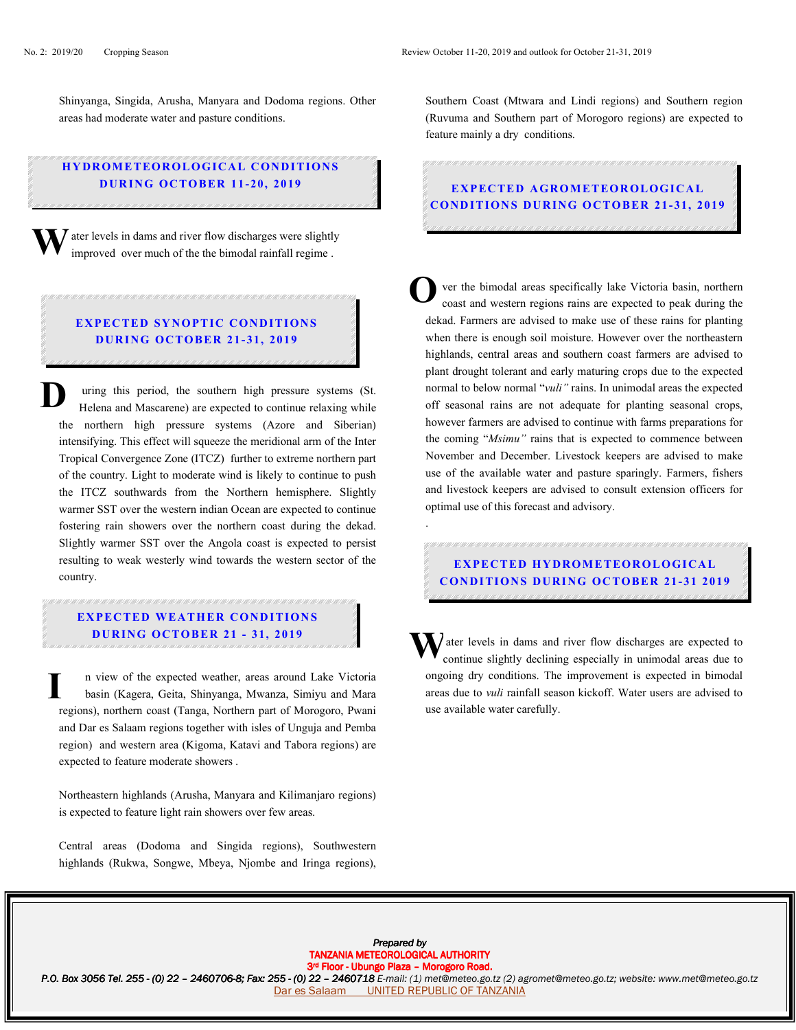Shinyanga, Singida, Arusha, Manyara and Dodoma regions. Other areas had moderate water and pasture conditions.

## HYDROMETEOROLOGICAL CONDITIONS DURING OCTOBER 11-20, 2019

Water levels in dams and river flow discharges were slightly improved over much of the the bimodal rainfall regime .

## EXPECTED SYNOPTIC CONDITIONS DURING OCTOBER 21-31, 2019

During this period, the southern high pressure systems (St. Helena and Mascarene) are expected to continue relaxing while the northern high pressure systems (Azore and Siberian) intensifying. This effect will squeeze the meridional arm of the Inter Tropical Convergence Zone (ITCZ) further to extreme northern part of the country. Light to moderate wind is likely to continue to push the ITCZ southwards from the Northern hemisphere. Slightly warmer SST over the western indian Ocean are expected to continue fostering rain showers over the northern coast during the dekad. Slightly warmer SST over the Angola coast is expected to persist resulting to weak westerly wind towards the western sector of the country.

## EXPECTED WEATHER CONDITIONS DURING OCTOBER 21 - 31, 2019

In view of the expected weather, areas around Lake Victoria basin (Kagera, Geita, Shinyanga, Mwanza, Simiyu and Mara regions), northern coast (Tanga, Northern part of Morogoro, Pwani and Dar es Salaam regions together with isles of Unguja and Pemba region) and western area (Kigoma, Katavi and Tabora regions) are expected to feature moderate showers .

Northeastern highlands (Arusha, Manyara and Kilimanjaro regions) is expected to feature light rain showers over few areas.

Central areas (Dodoma and Singida regions), Southwestern highlands (Rukwa, Songwe, Mbeya, Njombe and Iringa regions), Southern Coast (Mtwara and Lindi regions) and Southern region (Ruvuma and Southern part of Morogoro regions) are expected to feature mainly a dry conditions.

## EXPECTED AGROMETEOROLOGICAL CONDITIONS DURING OCTOBER 21-31, 2019

Over the bimodal areas specifically lake Victoria basin, northern coast and western regions rains are expected to peak during the dekad. Farmers are advised to make use of these rains for planting when there is enough soil moisture. However over the northeastern highlands, central areas and southern coast farmers are advised to plant drought tolerant and early maturing crops due to the expected normal to below normal "*vuli"* rains. In unimodal areas the expected off seasonal rains are not adequate for planting seasonal crops, however farmers are advised to continue with farms preparations for the coming "*Msimu"* rains that is expected to commence between November and December. Livestock keepers are advised to make use of the available water and pasture sparingly. Farmers, fishers and livestock keepers are advised to consult extension officers for optimal use of this forecast and advisory.

.

## EXPECTED HYDROMETEOROLOGICAL CONDITIONS DURING OCTOBER 21-31 2019

Water levels in dams and river flow discharges are expected to continue slightly declining especially in unimodal areas due to ongoing dry conditions. The improvement is expected in bimodal areas due to *vuli* rainfall season kickoff. Water users are advised to use available water carefully.

*Prepared by*
TANZANIA METEOROLOGICAL AUTHORITY
3rd Floor - Ubungo Plaza – Morogoro Road.
*P.O. Box 3056 Tel. 255 - (0) 22 – 2460706-8; Fax: 255 - (0) 22 – 2460718 E-mail: (1) met@meteo.go.tz (2) agromet@meteo.go.tz; website: www.met@meteo.go.tz*
Dar es Salaam UNITED REPUBLIC OF TANZANIA